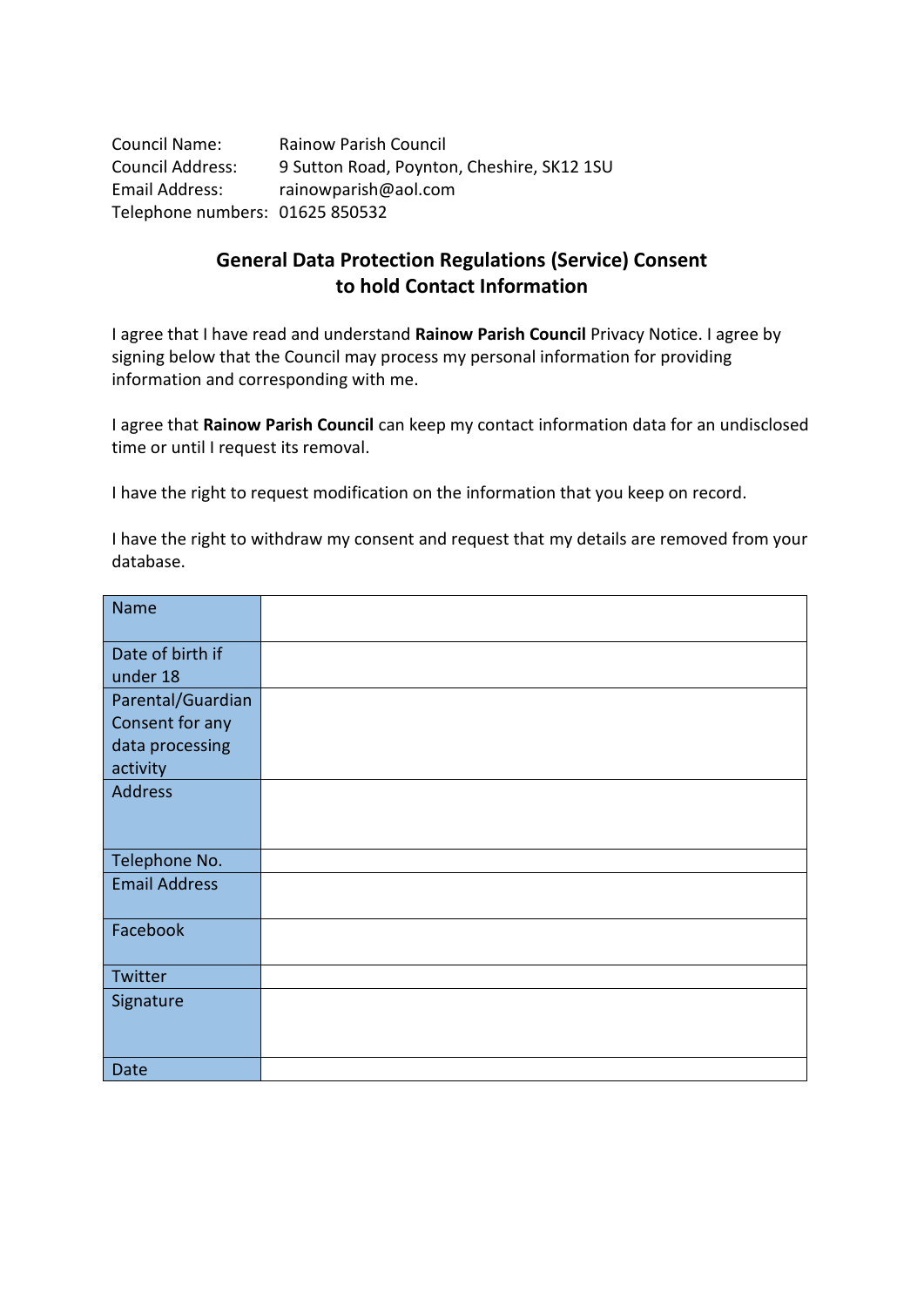Council Name: Rainow Parish Council
Council Address: 9 Sutton Road, Poynton, Cheshire, SK12 1SU
Email Address: rainowparish@aol.com
Telephone numbers: 01625 850532

## General Data Protection Regulations (Service) Consent to hold Contact Information

I agree that I have read and understand **Rainow Parish Council** Privacy Notice. I agree by signing below that the Council may process my personal information for providing information and corresponding with me.

I agree that **Rainow Parish Council** can keep my contact information data for an undisclosed time or until I request its removal.

I have the right to request modification on the information that you keep on record.

I have the right to withdraw my consent and request that my details are removed from your database.

| | |
|---|---|
| Name | |
| Date of birth if under 18 | |
| Parental/Guardian Consent for any data processing activity | |
| Address | |
| Telephone No. | |
| Email Address | |
| Facebook | |
| Twitter | |
| Signature | |
| Date | |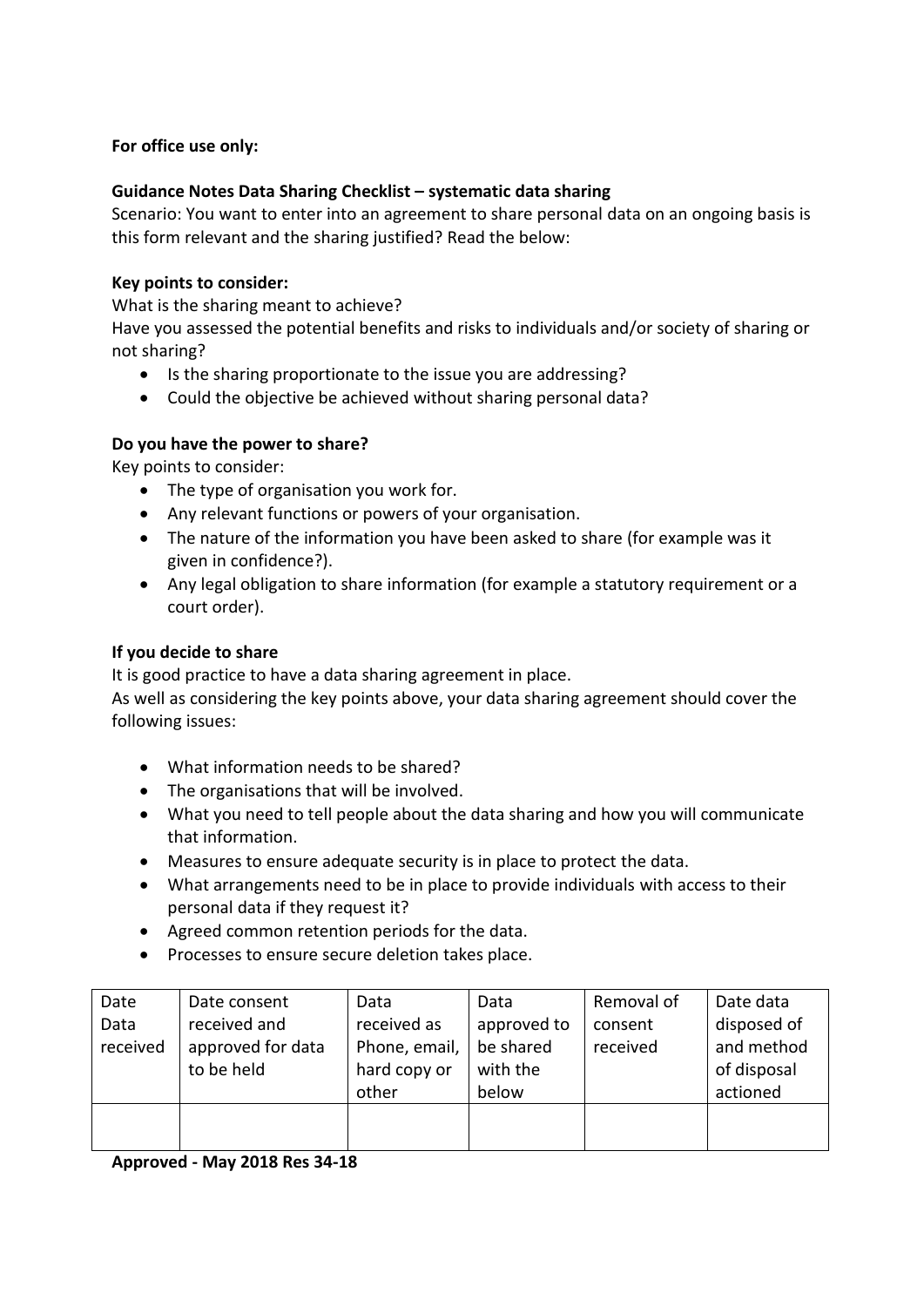**For office use only:**

**Guidance Notes Data Sharing Checklist – systematic data sharing**

Scenario: You want to enter into an agreement to share personal data on an ongoing basis is this form relevant and the sharing justified? Read the below:

**Key points to consider:**

What is the sharing meant to achieve?

Have you assessed the potential benefits and risks to individuals and/or society of sharing or not sharing?

- Is the sharing proportionate to the issue you are addressing?
- Could the objective be achieved without sharing personal data?

**Do you have the power to share?**

Key points to consider:

- The type of organisation you work for.
- Any relevant functions or powers of your organisation.
- The nature of the information you have been asked to share (for example was it given in confidence?).
- Any legal obligation to share information (for example a statutory requirement or a court order).

**If you decide to share**

It is good practice to have a data sharing agreement in place.

As well as considering the key points above, your data sharing agreement should cover the following issues:

- What information needs to be shared?
- The organisations that will be involved.
- What you need to tell people about the data sharing and how you will communicate that information.
- Measures to ensure adequate security is in place to protect the data.
- What arrangements need to be in place to provide individuals with access to their personal data if they request it?
- Agreed common retention periods for the data.
- Processes to ensure secure deletion takes place.

| Date Data received | Date consent received and approved for data to be held | Data received as Phone, email, hard copy or other | Data approved to be shared with the below | Removal of consent received | Date data disposed of and method of disposal actioned |
|---|---|---|---|---|---|
| | | | | | |

**Approved - May 2018 Res 34-18**